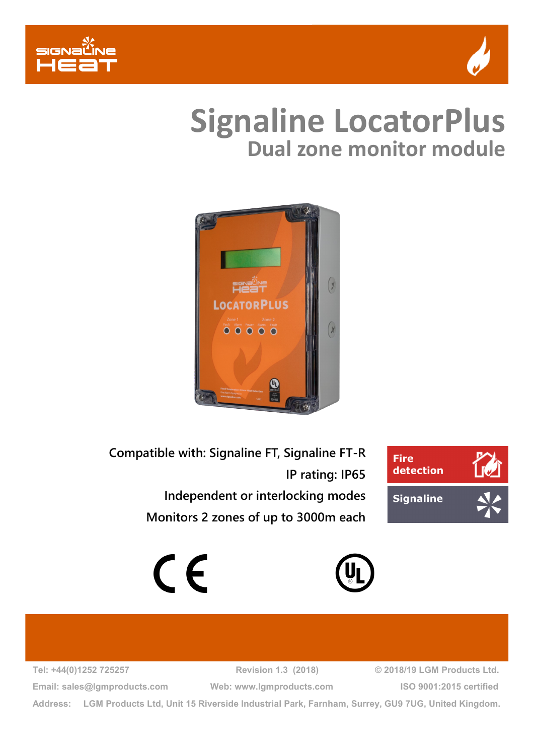# Signaline LocatorPlus

## Dual zone monitor module

Compatible with: Signaline FT, Signaline FT-R

IP rating: IP65

Independent or interlocking modes

Monitors 2 zones of up to 3000m each

Fire detection

Signaline

Tel: +44(0)1252 725257 | Revision 1.3 (2018) | © 2018/19 LGM Products Ltd.

Email: sales@lgmproducts.com | Web: www.lgmproducts.com | ISO 9001:2015 certified

Address: LGM Products Ltd, Unit 15 Riverside Industrial Park, Farnham, Surrey, GU9 7UG, United Kingdom.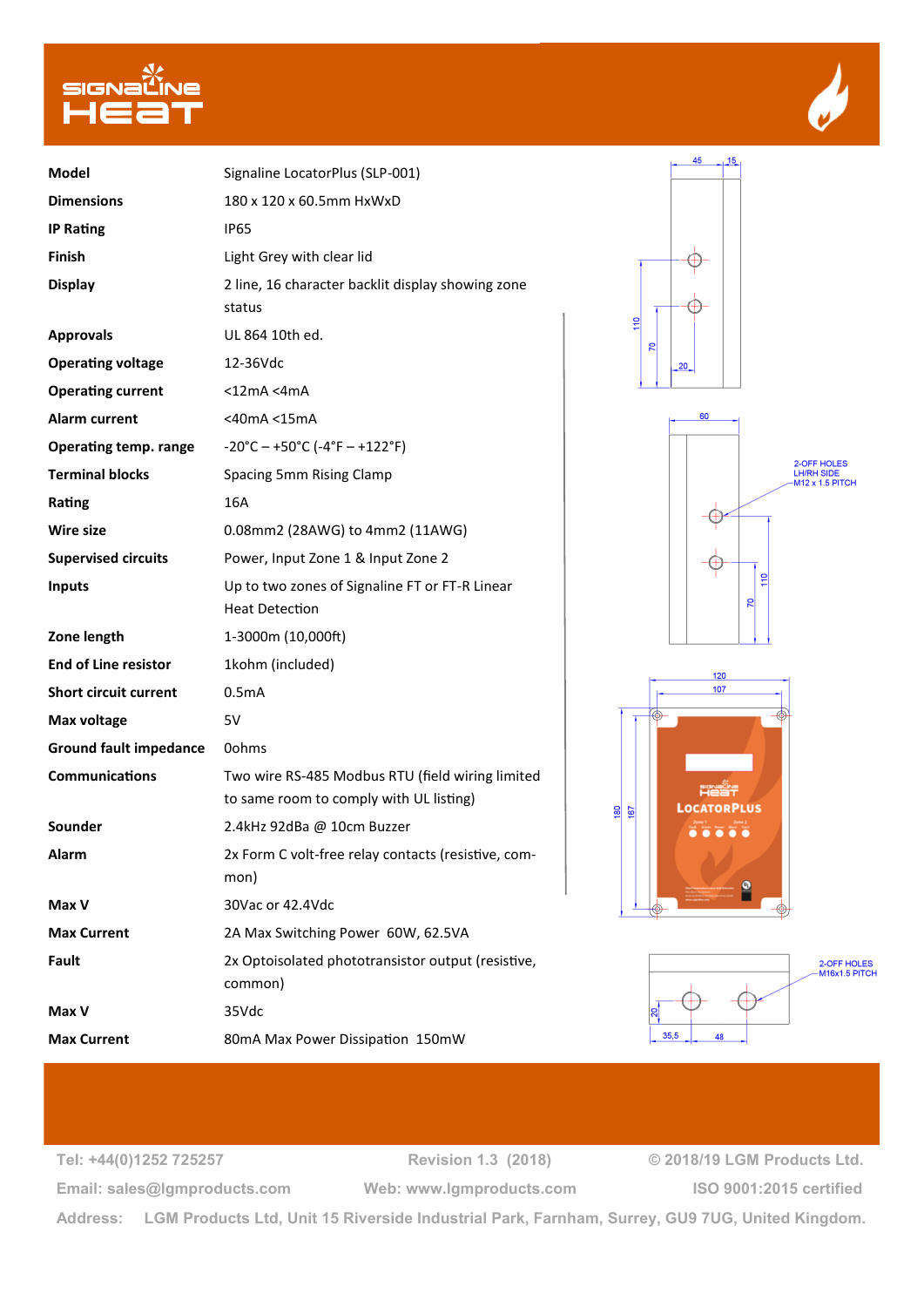| | |
|---|---|
| **Model** | Signaline LocatorPlus (SLP-001) |
| **Dimensions** | 180 x 120 x 60.5mm HxWxD |
| **IP Rating** | IP65 |
| **Finish** | Light Grey with clear lid |
| **Display** | 2 line, 16 character backlit display showing zone status |
| **Approvals** | UL 864 10th ed. |
| **Operating voltage** | 12-36Vdc |
| **Operating current** | <12mA <4mA |
| **Alarm current** | <40mA <15mA |
| **Operating temp. range** | -20°C – +50°C (-4°F – +122°F) |
| **Terminal blocks** | Spacing 5mm Rising Clamp |
| **Rating** | 16A |
| **Wire size** | 0.08mm2 (28AWG) to 4mm2 (11AWG) |
| **Supervised circuits** | Power, Input Zone 1 & Input Zone 2 |
| **Inputs** | Up to two zones of Signaline FT or FT-R Linear Heat Detection |
| **Zone length** | 1-3000m (10,000ft) |
| **End of Line resistor** | 1kohm (included) |
| **Short circuit current** | 0.5mA |
| **Max voltage** | 5V |
| **Ground fault impedance** | 0ohms |
| **Communications** | Two wire RS-485 Modbus RTU (field wiring limited to same room to comply with UL listing) |
| **Sounder** | 2.4kHz 92dBa @ 10cm Buzzer |
| **Alarm** | 2x Form C volt-free relay contacts (resistive, common) |
| **Max V** | 30Vac or 42.4Vdc |
| **Max Current** | 2A Max Switching Power 60W, 62.5VA |
| **Fault** | 2x Optoisolated phototransistor output (resistive, common) |
| **Max V** | 35Vdc |
| **Max Current** | 80mA Max Power Dissipation 150mW |

45
15
110
70
20

60
2-OFF HOLES
LH/RH SIDE
M12 x 1.5 PITCH
110
70

120
107
180
167

2-OFF HOLES
M16x1.5 PITCH
20
35,5
48

Tel: +44(0)1252 725257 Revision 1.3 (2018) © 2018/19 LGM Products Ltd.

Email: sales@lgmproducts.com Web: www.lgmproducts.com ISO 9001:2015 certified

Address: LGM Products Ltd, Unit 15 Riverside Industrial Park, Farnham, Surrey, GU9 7UG, United Kingdom.